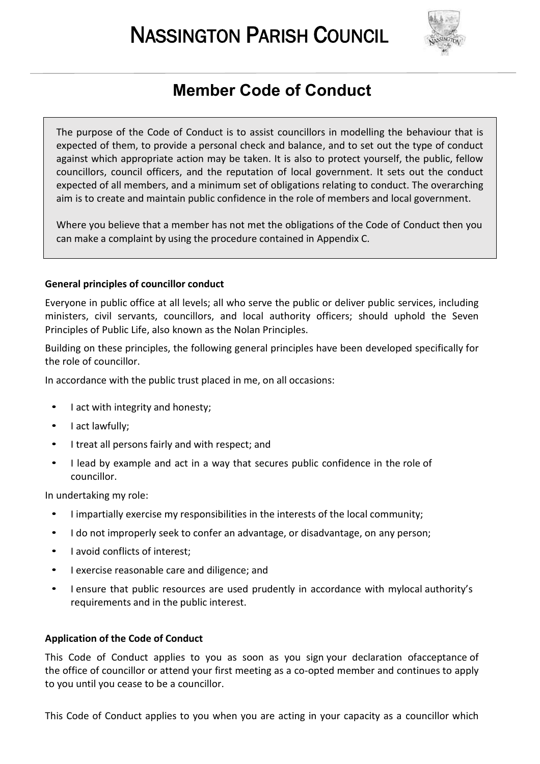# NASSINGTON PARISH COUNCIL

## Member Code of Conduct

The purpose of the Code of Conduct is to assist councillors in modelling the behaviour that is expected of them, to provide a personal check and balance, and to set out the type of conduct against which appropriate action may be taken. It is also to protect yourself, the public, fellow councillors, council officers, and the reputation of local government. It sets out the conduct expected of all members, and a minimum set of obligations relating to conduct. The overarching aim is to create and maintain public confidence in the role of members and local government.

Where you believe that a member has not met the obligations of the Code of Conduct then you can make a complaint by using the procedure contained in Appendix C.

**General principles of councillor conduct**

Everyone in public office at all levels; all who serve the public or deliver public services, including ministers, civil servants, councillors, and local authority officers; should uphold the Seven Principles of Public Life, also known as the Nolan Principles.

Building on these principles, the following general principles have been developed specifically for the role of councillor.

In accordance with the public trust placed in me, on all occasions:

- I act with integrity and honesty;
- I act lawfully;
- I treat all persons fairly and with respect; and
- I lead by example and act in a way that secures public confidence in the role of councillor.

In undertaking my role:

- I impartially exercise my responsibilities in the interests of the local community;
- I do not improperly seek to confer an advantage, or disadvantage, on any person;
- I avoid conflicts of interest;
- I exercise reasonable care and diligence; and
- I ensure that public resources are used prudently in accordance with mylocal authority's requirements and in the public interest.

**Application of the Code of Conduct**

This Code of Conduct applies to you as soon as you sign your declaration ofacceptance of the office of councillor or attend your first meeting as a co-opted member and continues to apply to you until you cease to be a councillor.

This Code of Conduct applies to you when you are acting in your capacity as a councillor which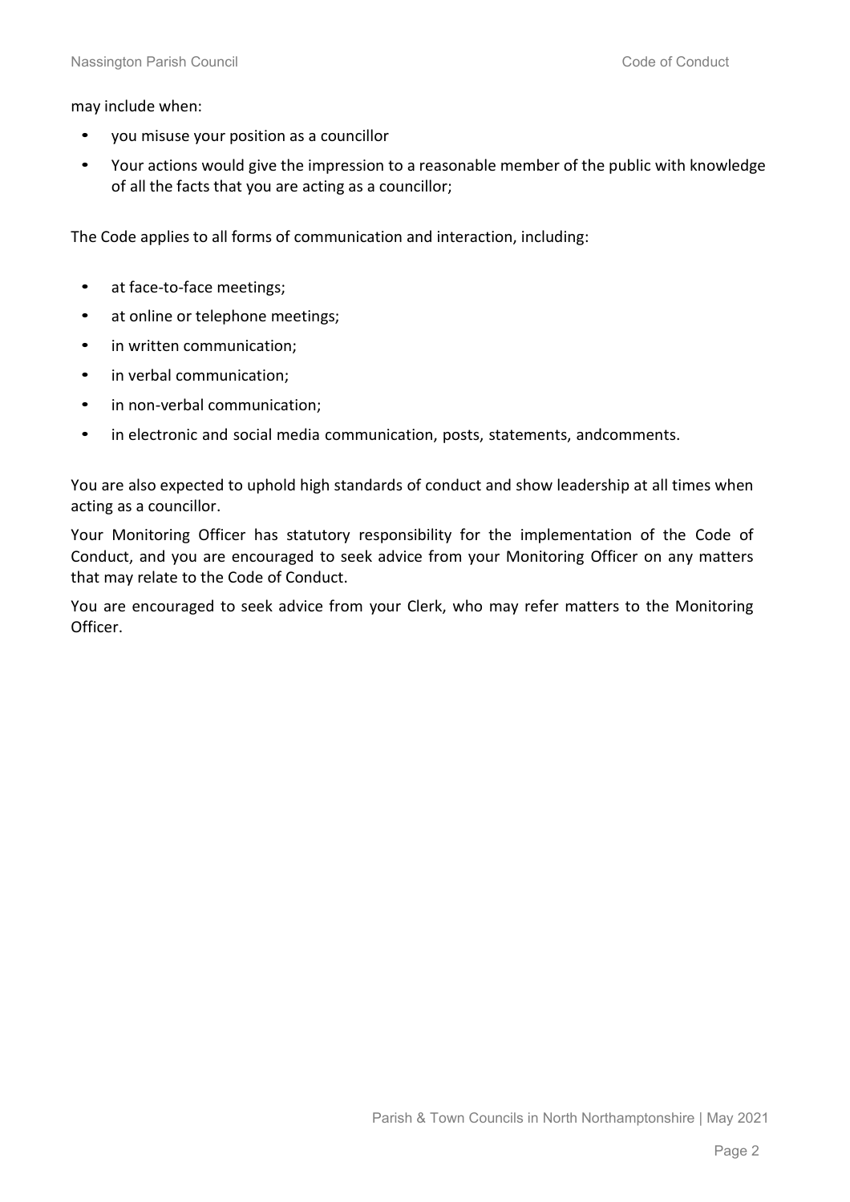may include when:

- you misuse your position as a councillor
- Your actions would give the impression to a reasonable member of the public with knowledge of all the facts that you are acting as a councillor;

The Code applies to all forms of communication and interaction, including:

- at face-to-face meetings;
- at online or telephone meetings;
- in written communication;
- in verbal communication;
- in non-verbal communication;
- in electronic and social media communication, posts, statements, andcomments.

You are also expected to uphold high standards of conduct and show leadership at all times when acting as a councillor.

Your Monitoring Officer has statutory responsibility for the implementation of the Code of Conduct, and you are encouraged to seek advice from your Monitoring Officer on any matters that may relate to the Code of Conduct.

You are encouraged to seek advice from your Clerk, who may refer matters to the Monitoring Officer.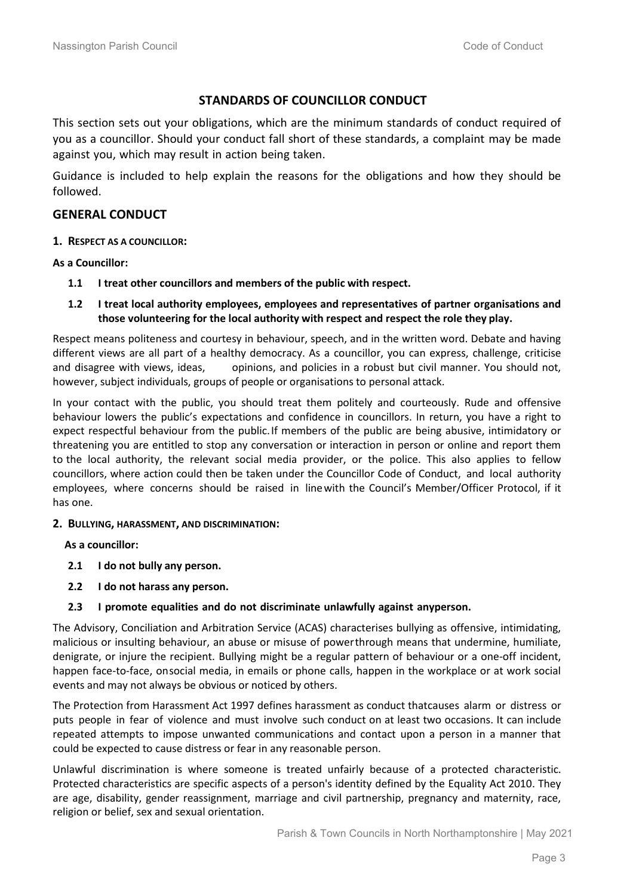## STANDARDS OF COUNCILLOR CONDUCT

This section sets out your obligations, which are the minimum standards of conduct required of you as a councillor. Should your conduct fall short of these standards, a complaint may be made against you, which may result in action being taken.

Guidance is included to help explain the reasons for the obligations and how they should be followed.

## GENERAL CONDUCT

### 1. RESPECT AS A COUNCILLOR:

**As a Councillor:**

**1.1 I treat other councillors and members of the public with respect.**

**1.2 I treat local authority employees, employees and representatives of partner organisations and those volunteering for the local authority with respect and respect the role they play.**

Respect means politeness and courtesy in behaviour, speech, and in the written word. Debate and having different views are all part of a healthy democracy. As a councillor, you can express, challenge, criticise and disagree with views, ideas, opinions, and policies in a robust but civil manner. You should not, however, subject individuals, groups of people or organisations to personal attack.

In your contact with the public, you should treat them politely and courteously. Rude and offensive behaviour lowers the public's expectations and confidence in councillors. In return, you have a right to expect respectful behaviour from the public. If members of the public are being abusive, intimidatory or threatening you are entitled to stop any conversation or interaction in person or online and report them to the local authority, the relevant social media provider, or the police. This also applies to fellow councillors, where action could then be taken under the Councillor Code of Conduct, and local authority employees, where concerns should be raised in line with the Council's Member/Officer Protocol, if it has one.

### 2. BULLYING, HARASSMENT, AND DISCRIMINATION:

**As a councillor:**

**2.1 I do not bully any person.**

**2.2 I do not harass any person.**

**2.3 I promote equalities and do not discriminate unlawfully against any person.**

The Advisory, Conciliation and Arbitration Service (ACAS) characterises bullying as offensive, intimidating, malicious or insulting behaviour, an abuse or misuse of power through means that undermine, humiliate, denigrate, or injure the recipient. Bullying might be a regular pattern of behaviour or a one-off incident, happen face-to-face, on social media, in emails or phone calls, happen in the workplace or at work social events and may not always be obvious or noticed by others.

The Protection from Harassment Act 1997 defines harassment as conduct that causes alarm or distress or puts people in fear of violence and must involve such conduct on at least two occasions. It can include repeated attempts to impose unwanted communications and contact upon a person in a manner that could be expected to cause distress or fear in any reasonable person.

Unlawful discrimination is where someone is treated unfairly because of a protected characteristic. Protected characteristics are specific aspects of a person's identity defined by the Equality Act 2010. They are age, disability, gender reassignment, marriage and civil partnership, pregnancy and maternity, race, religion or belief, sex and sexual orientation.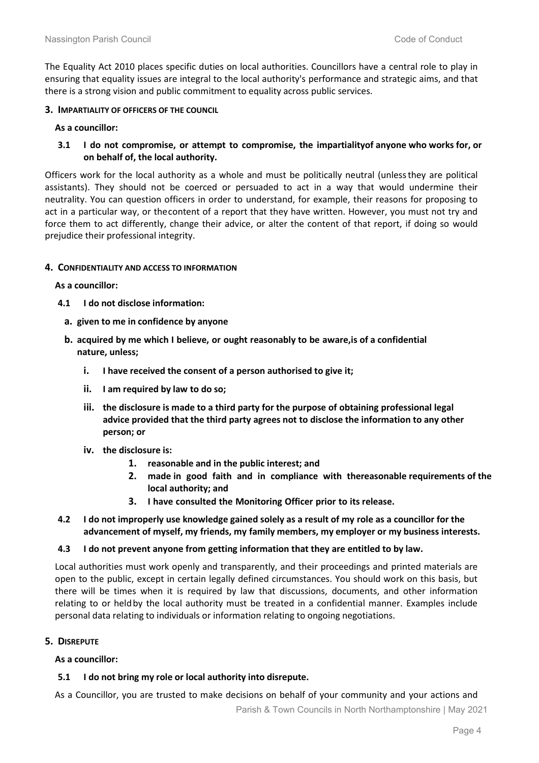The Equality Act 2010 places specific duties on local authorities. Councillors have a central role to play in ensuring that equality issues are integral to the local authority's performance and strategic aims, and that there is a strong vision and public commitment to equality across public services.

## 3. Impartiality of Officers of the Council

**As a councillor:**

**3.1 I do not compromise, or attempt to compromise, the impartialityof anyone who works for, or on behalf of, the local authority.**

Officers work for the local authority as a whole and must be politically neutral (unlessthey are political assistants). They should not be coerced or persuaded to act in a way that would undermine their neutrality. You can question officers in order to understand, for example, their reasons for proposing to act in a particular way, or thecontent of a report that they have written. However, you must not try and force them to act differently, change their advice, or alter the content of that report, if doing so would prejudice their professional integrity.

## 4. Confidentiality and Access to Information

**As a councillor:**

**4.1 I do not disclose information:**

- **a. given to me in confidence by anyone**
- **b. acquired by me which I believe, or ought reasonably to be aware,is of a confidential nature, unless;**
  - **i. I have received the consent of a person authorised to give it;**
  - **ii. I am required by law to do so;**
  - **iii. the disclosure is made to a third party for the purpose of obtaining professional legal advice provided that the third party agrees not to disclose the information to any other person; or**
  - **iv. the disclosure is:**
    1. **reasonable and in the public interest; and**
    2. **made in good faith and in compliance with thereasonable requirements of the local authority; and**
    3. **I have consulted the Monitoring Officer prior to its release.**

**4.2 I do not improperly use knowledge gained solely as a result of my role as a councillor for the advancement of myself, my friends, my family members, my employer or my business interests.**

**4.3 I do not prevent anyone from getting information that they are entitled to by law.**

Local authorities must work openly and transparently, and their proceedings and printed materials are open to the public, except in certain legally defined circumstances. You should work on this basis, but there will be times when it is required by law that discussions, documents, and other information relating to or heldby the local authority must be treated in a confidential manner. Examples include personal data relating to individuals or information relating to ongoing negotiations.

## 5. Disrepute

**As a councillor:**

**5.1 I do not bring my role or local authority into disrepute.**

As a Councillor, you are trusted to make decisions on behalf of your community and your actions and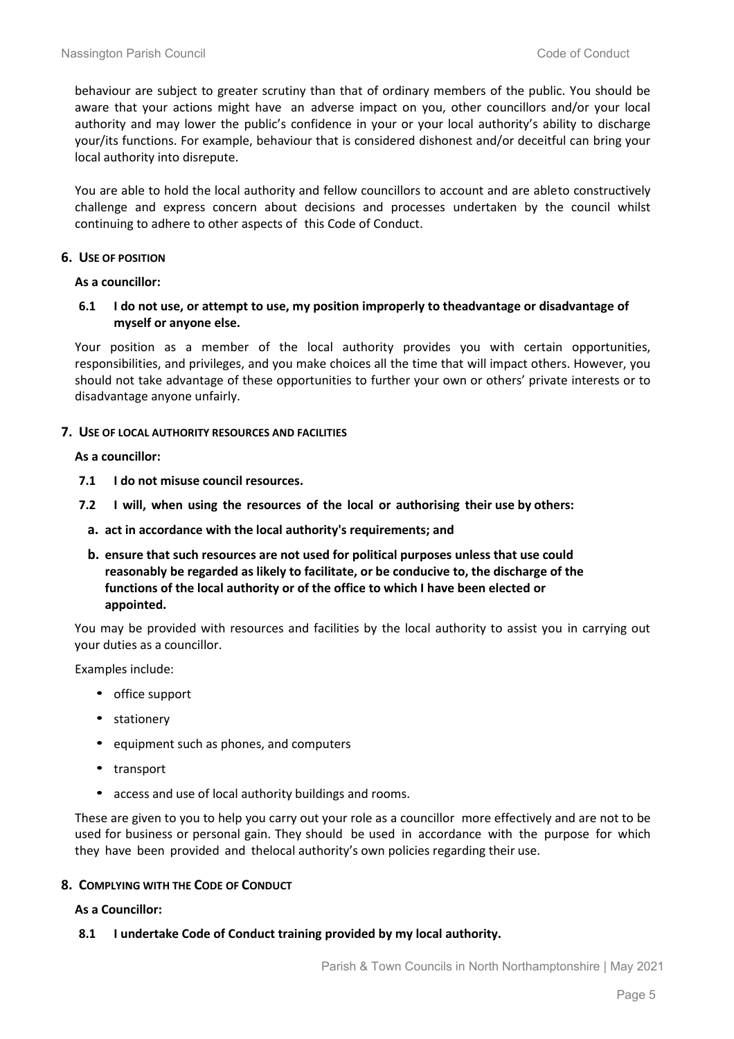behaviour are subject to greater scrutiny than that of ordinary members of the public. You should be aware that your actions might have an adverse impact on you, other councillors and/or your local authority and may lower the public's confidence in your or your local authority's ability to discharge your/its functions. For example, behaviour that is considered dishonest and/or deceitful can bring your local authority into disrepute.

You are able to hold the local authority and fellow councillors to account and are ableto constructively challenge and express concern about decisions and processes undertaken by the council whilst continuing to adhere to other aspects of this Code of Conduct.

## 6. USE OF POSITION

**As a councillor:**

**6.1 I do not use, or attempt to use, my position improperly to theadvantage or disadvantage of myself or anyone else.**

Your position as a member of the local authority provides you with certain opportunities, responsibilities, and privileges, and you make choices all the time that will impact others. However, you should not take advantage of these opportunities to further your own or others' private interests or to disadvantage anyone unfairly.

## 7. USE OF LOCAL AUTHORITY RESOURCES AND FACILITIES

**As a councillor:**

**7.1 I do not misuse council resources.**

**7.2 I will, when using the resources of the local or authorising their use by others:**

**a. act in accordance with the local authority's requirements; and**

**b. ensure that such resources are not used for political purposes unless that use could reasonably be regarded as likely to facilitate, or be conducive to, the discharge of the functions of the local authority or of the office to which I have been elected or appointed.**

You may be provided with resources and facilities by the local authority to assist you in carrying out your duties as a councillor.

Examples include:

- office support
- stationery
- equipment such as phones, and computers
- transport
- access and use of local authority buildings and rooms.

These are given to you to help you carry out your role as a councillor more effectively and are not to be used for business or personal gain. They should be used in accordance with the purpose for which they have been provided and thelocal authority's own policies regarding their use.

## 8. COMPLYING WITH THE CODE OF CONDUCT

**As a Councillor:**

**8.1 I undertake Code of Conduct training provided by my local authority.**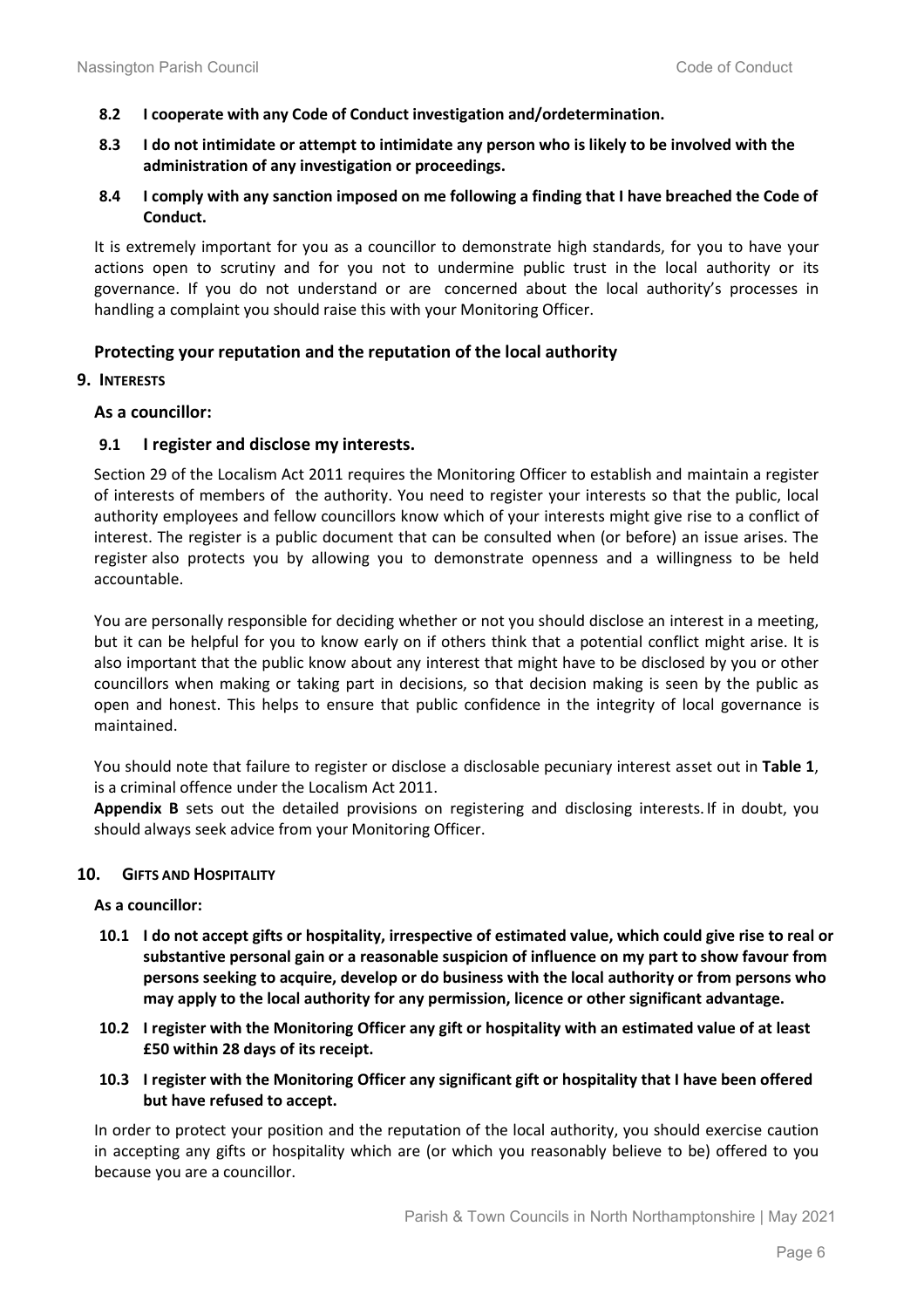**8.2 I cooperate with any Code of Conduct investigation and/ordetermination.**

**8.3 I do not intimidate or attempt to intimidate any person who is likely to be involved with the administration of any investigation or proceedings.**

**8.4 I comply with any sanction imposed on me following a finding that I have breached the Code of Conduct.**

It is extremely important for you as a councillor to demonstrate high standards, for you to have your actions open to scrutiny and for you not to undermine public trust in the local authority or its governance. If you do not understand or are concerned about the local authority's processes in handling a complaint you should raise this with your Monitoring Officer.

### Protecting your reputation and the reputation of the local authority

## 9. INTERESTS

**As a councillor:**

### 9.1 I register and disclose my interests.

Section 29 of the Localism Act 2011 requires the Monitoring Officer to establish and maintain a register of interests of members of the authority. You need to register your interests so that the public, local authority employees and fellow councillors know which of your interests might give rise to a conflict of interest. The register is a public document that can be consulted when (or before) an issue arises. The register also protects you by allowing you to demonstrate openness and a willingness to be held accountable.

You are personally responsible for deciding whether or not you should disclose an interest in a meeting, but it can be helpful for you to know early on if others think that a potential conflict might arise. It is also important that the public know about any interest that might have to be disclosed by you or other councillors when making or taking part in decisions, so that decision making is seen by the public as open and honest. This helps to ensure that public confidence in the integrity of local governance is maintained.

You should note that failure to register or disclose a disclosable pecuniary interest asset out in **Table 1**, is a criminal offence under the Localism Act 2011.

**Appendix B** sets out the detailed provisions on registering and disclosing interests. If in doubt, you should always seek advice from your Monitoring Officer.

## 10. GIFTS AND HOSPITALITY

**As a councillor:**

**10.1 I do not accept gifts or hospitality, irrespective of estimated value, which could give rise to real or substantive personal gain or a reasonable suspicion of influence on my part to show favour from persons seeking to acquire, develop or do business with the local authority or from persons who may apply to the local authority for any permission, licence or other significant advantage.**

**10.2 I register with the Monitoring Officer any gift or hospitality with an estimated value of at least £50 within 28 days of its receipt.**

**10.3 I register with the Monitoring Officer any significant gift or hospitality that I have been offered but have refused to accept.**

In order to protect your position and the reputation of the local authority, you should exercise caution in accepting any gifts or hospitality which are (or which you reasonably believe to be) offered to you because you are a councillor.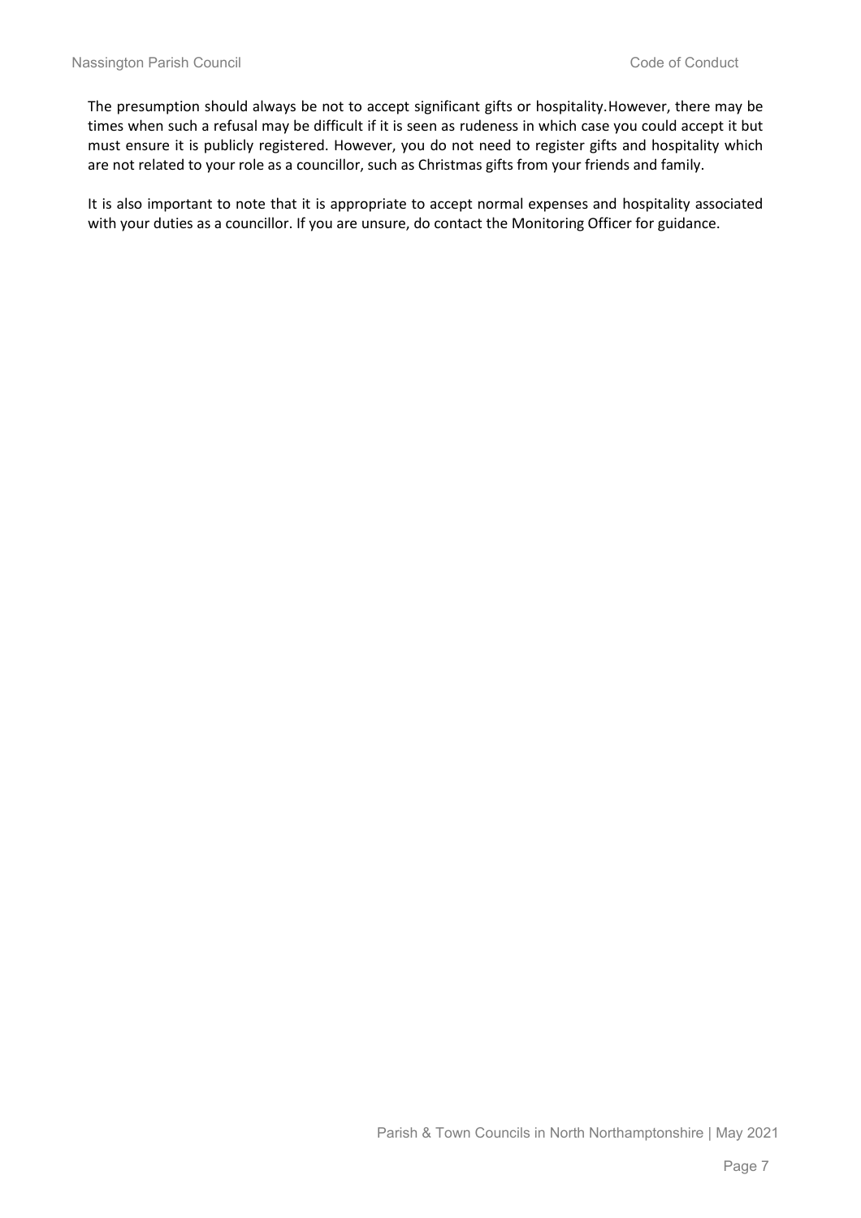The presumption should always be not to accept significant gifts or hospitality. However, there may be times when such a refusal may be difficult if it is seen as rudeness in which case you could accept it but must ensure it is publicly registered. However, you do not need to register gifts and hospitality which are not related to your role as a councillor, such as Christmas gifts from your friends and family.

It is also important to note that it is appropriate to accept normal expenses and hospitality associated with your duties as a councillor. If you are unsure, do contact the Monitoring Officer for guidance.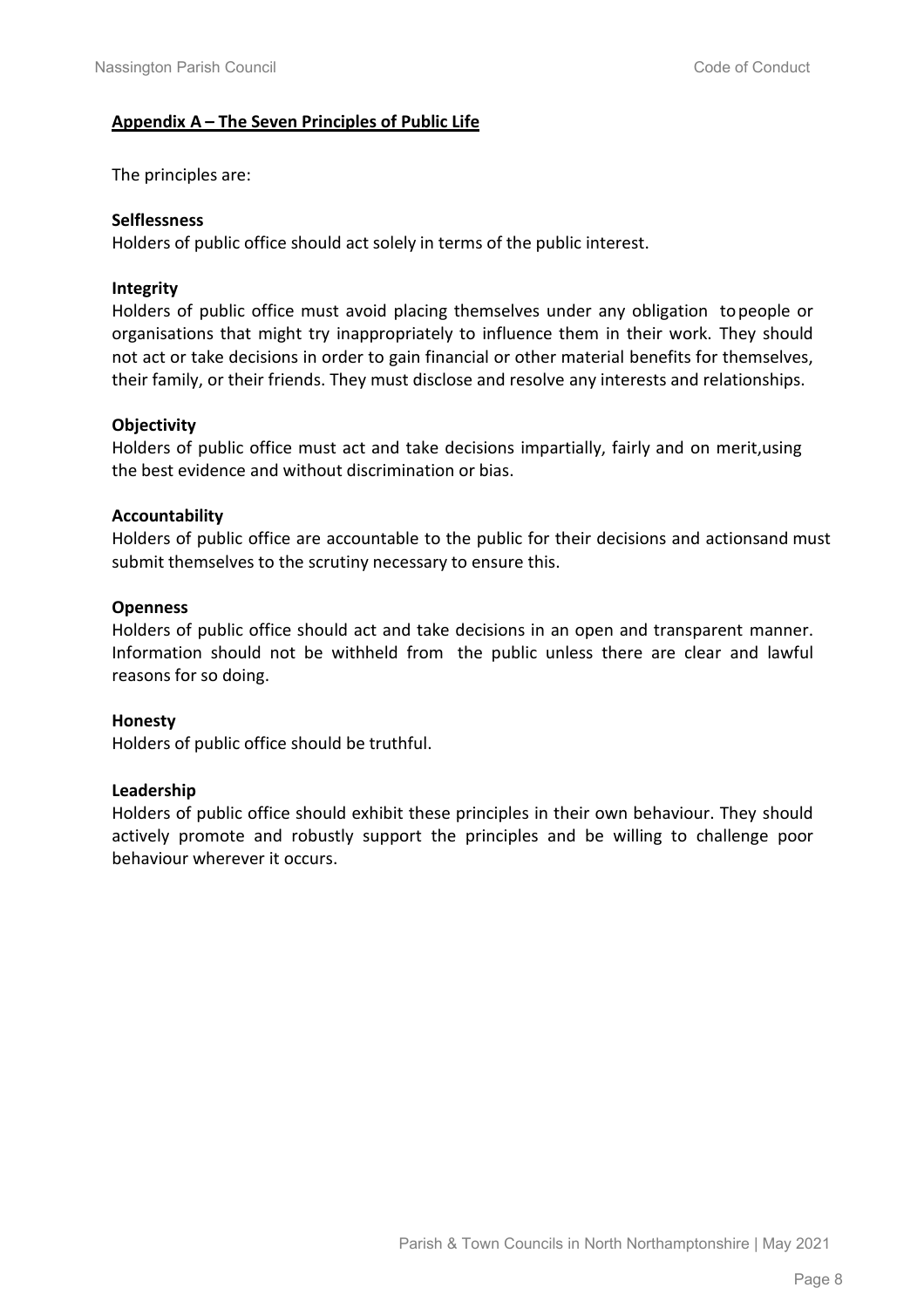## Appendix A – The Seven Principles of Public Life

The principles are:

**Selflessness**
Holders of public office should act solely in terms of the public interest.

**Integrity**
Holders of public office must avoid placing themselves under any obligation to people or organisations that might try inappropriately to influence them in their work. They should not act or take decisions in order to gain financial or other material benefits for themselves, their family, or their friends. They must disclose and resolve any interests and relationships.

**Objectivity**
Holders of public office must act and take decisions impartially, fairly and on merit,using the best evidence and without discrimination or bias.

**Accountability**
Holders of public office are accountable to the public for their decisions and actionsand must submit themselves to the scrutiny necessary to ensure this.

**Openness**
Holders of public office should act and take decisions in an open and transparent manner. Information should not be withheld from the public unless there are clear and lawful reasons for so doing.

**Honesty**
Holders of public office should be truthful.

**Leadership**
Holders of public office should exhibit these principles in their own behaviour. They should actively promote and robustly support the principles and be willing to challenge poor behaviour wherever it occurs.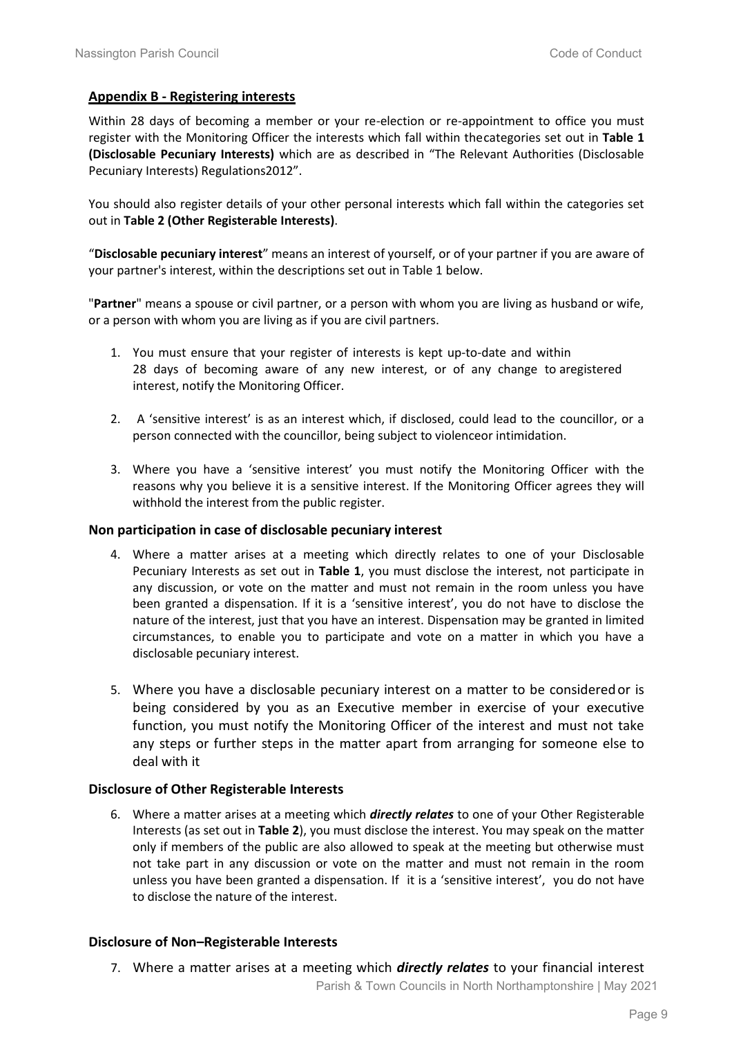## Appendix B - Registering interests

Within 28 days of becoming a member or your re-election or re-appointment to office you must register with the Monitoring Officer the interests which fall within thecategories set out in **Table 1 (Disclosable Pecuniary Interests)** which are as described in "The Relevant Authorities (Disclosable Pecuniary Interests) Regulations2012".

You should also register details of your other personal interests which fall within the categories set out in **Table 2 (Other Registerable Interests)**.

"**Disclosable pecuniary interest**" means an interest of yourself, or of your partner if you are aware of your partner's interest, within the descriptions set out in Table 1 below.

"**Partner**" means a spouse or civil partner, or a person with whom you are living as husband or wife, or a person with whom you are living as if you are civil partners.

1. You must ensure that your register of interests is kept up-to-date and within 28 days of becoming aware of any new interest, or of any change to aregistered interest, notify the Monitoring Officer.

2. A 'sensitive interest' is as an interest which, if disclosed, could lead to the councillor, or a person connected with the councillor, being subject to violenceor intimidation.

3. Where you have a 'sensitive interest' you must notify the Monitoring Officer with the reasons why you believe it is a sensitive interest. If the Monitoring Officer agrees they will withhold the interest from the public register.

### Non participation in case of disclosable pecuniary interest

4. Where a matter arises at a meeting which directly relates to one of your Disclosable Pecuniary Interests as set out in **Table 1**, you must disclose the interest, not participate in any discussion, or vote on the matter and must not remain in the room unless you have been granted a dispensation. If it is a 'sensitive interest', you do not have to disclose the nature of the interest, just that you have an interest. Dispensation may be granted in limited circumstances, to enable you to participate and vote on a matter in which you have a disclosable pecuniary interest.

5. Where you have a disclosable pecuniary interest on a matter to be consideredor is being considered by you as an Executive member in exercise of your executive function, you must notify the Monitoring Officer of the interest and must not take any steps or further steps in the matter apart from arranging for someone else to deal with it

### Disclosure of Other Registerable Interests

6. Where a matter arises at a meeting which ***directly relates*** to one of your Other Registerable Interests (as set out in **Table 2**), you must disclose the interest. You may speak on the matter only if members of the public are also allowed to speak at the meeting but otherwise must not take part in any discussion or vote on the matter and must not remain in the room unless you have been granted a dispensation. If it is a 'sensitive interest', you do not have to disclose the nature of the interest.

### Disclosure of Non–Registerable Interests

7. Where a matter arises at a meeting which ***directly relates*** to your financial interest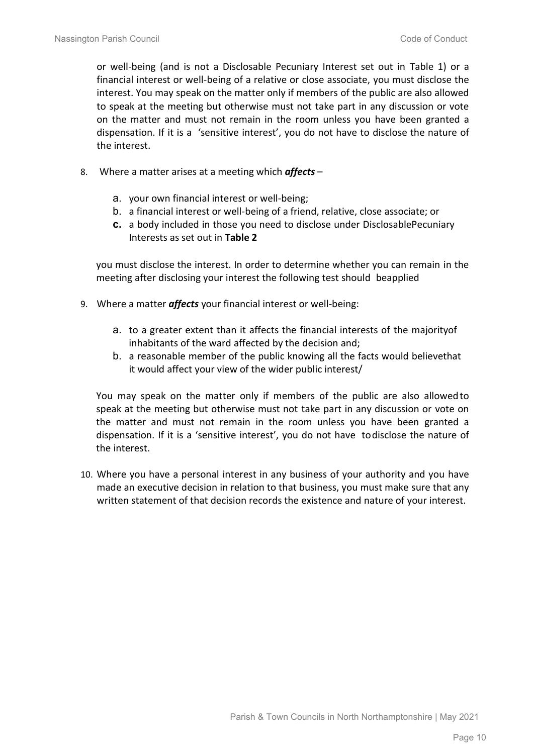or well-being (and is not a Disclosable Pecuniary Interest set out in Table 1) or a financial interest or well-being of a relative or close associate, you must disclose the interest. You may speak on the matter only if members of the public are also allowed to speak at the meeting but otherwise must not take part in any discussion or vote on the matter and must not remain in the room unless you have been granted a dispensation. If it is a 'sensitive interest', you do not have to disclose the nature of the interest.

8. Where a matter arises at a meeting which ***affects*** –

    a. your own financial interest or well-being;
    b. a financial interest or well-being of a friend, relative, close associate; or
    c. a body included in those you need to disclose under DisclosablePecuniary Interests as set out in **Table 2**

   you must disclose the interest. In order to determine whether you can remain in the meeting after disclosing your interest the following test should beapplied

9. Where a matter ***affects*** your financial interest or well-being:

    a. to a greater extent than it affects the financial interests of the majorityof inhabitants of the ward affected by the decision and;
    b. a reasonable member of the public knowing all the facts would believethat it would affect your view of the wider public interest/

   You may speak on the matter only if members of the public are also allowedto speak at the meeting but otherwise must not take part in any discussion or vote on the matter and must not remain in the room unless you have been granted a dispensation. If it is a 'sensitive interest', you do not have todisclose the nature of the interest.

10. Where you have a personal interest in any business of your authority and you have made an executive decision in relation to that business, you must make sure that any written statement of that decision records the existence and nature of your interest.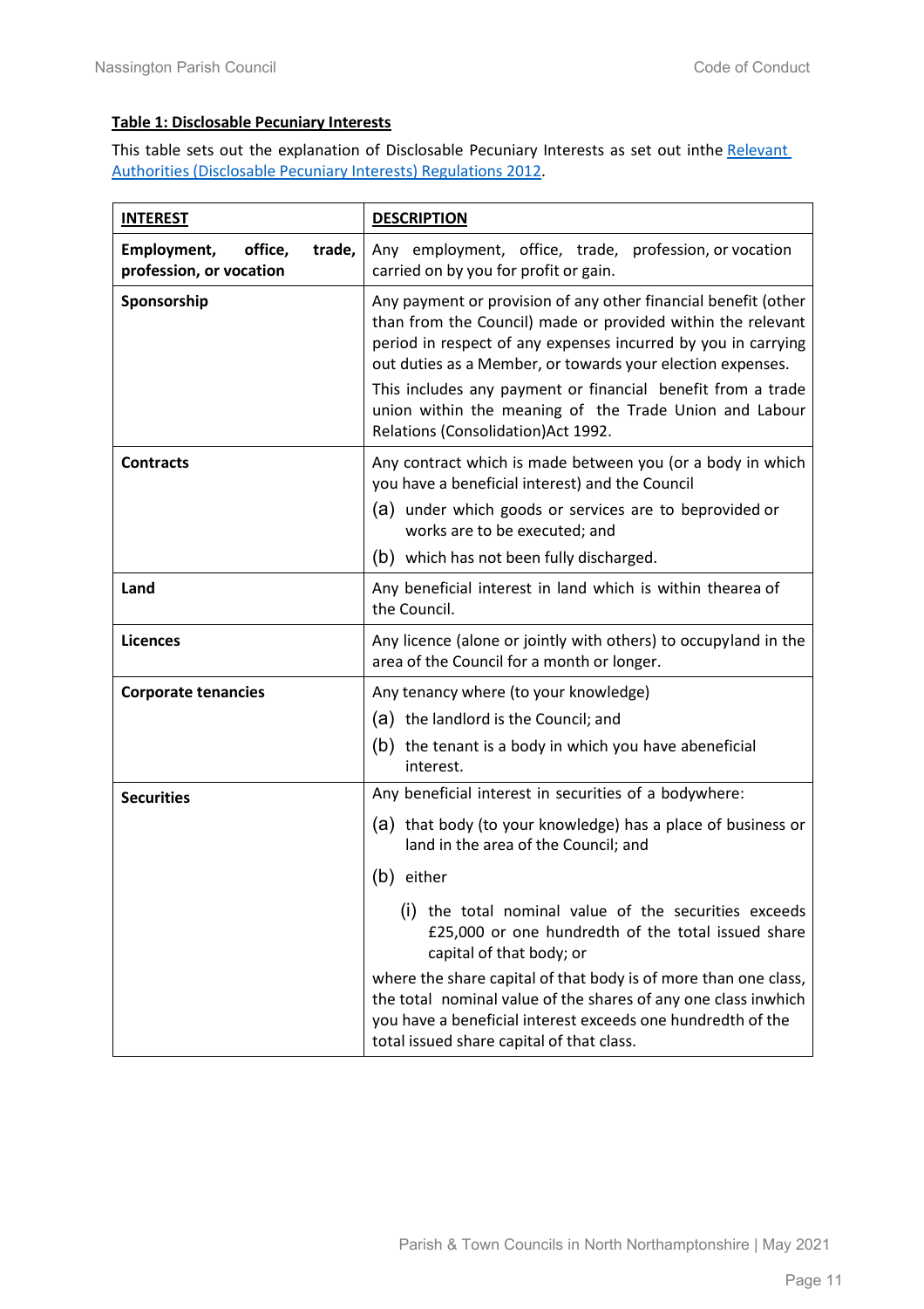**Table 1: Disclosable Pecuniary Interests**

This table sets out the explanation of Disclosable Pecuniary Interests as set out inthe Relevant Authorities (Disclosable Pecuniary Interests) Regulations 2012.

| INTEREST | DESCRIPTION |
|---|---|
| **Employment, office, trade, profession, or vocation** | Any employment, office, trade, profession, or vocation carried on by you for profit or gain. |
| **Sponsorship** | Any payment or provision of any other financial benefit (other than from the Council) made or provided within the relevant period in respect of any expenses incurred by you in carrying out duties as a Member, or towards your election expenses.<br><br>This includes any payment or financial benefit from a trade union within the meaning of the Trade Union and Labour Relations (Consolidation)Act 1992. |
| **Contracts** | Any contract which is made between you (or a body in which you have a beneficial interest) and the Council<br>(a) under which goods or services are to beprovided or works are to be executed; and<br>(b) which has not been fully discharged. |
| **Land** | Any beneficial interest in land which is within thearea of the Council. |
| **Licences** | Any licence (alone or jointly with others) to occupyland in the area of the Council for a month or longer. |
| **Corporate tenancies** | Any tenancy where (to your knowledge)<br>(a) the landlord is the Council; and<br>(b) the tenant is a body in which you have abeneficial interest. |
| **Securities** | Any beneficial interest in securities of a bodywhere:<br>(a) that body (to your knowledge) has a place of business or land in the area of the Council; and<br>(b) either<br>(i) the total nominal value of the securities exceeds £25,000 or one hundredth of the total issued share capital of that body; or<br><br>where the share capital of that body is of more than one class, the total nominal value of the shares of any one class inwhich you have a beneficial interest exceeds one hundredth of the total issued share capital of that class. |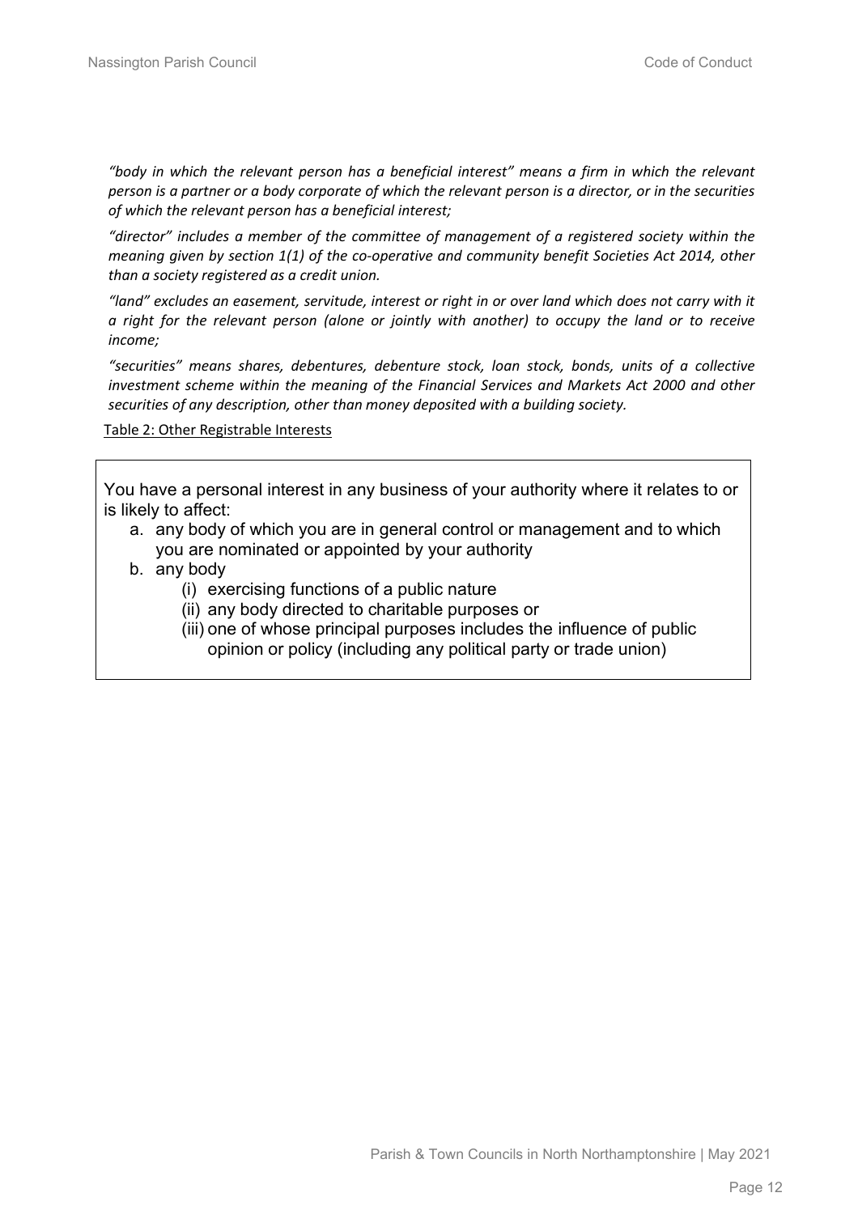*"body in which the relevant person has a beneficial interest" means a firm in which the relevant person is a partner or a body corporate of which the relevant person is a director, or in the securities of which the relevant person has a beneficial interest;*

*"director" includes a member of the committee of management of a registered society within the meaning given by section 1(1) of the co-operative and community benefit Societies Act 2014, other than a society registered as a credit union.*

*"land" excludes an easement, servitude, interest or right in or over land which does not carry with it a right for the relevant person (alone or jointly with another) to occupy the land or to receive income;*

*"securities" means shares, debentures, debenture stock, loan stock, bonds, units of a collective investment scheme within the meaning of the Financial Services and Markets Act 2000 and other securities of any description, other than money deposited with a building society.*

Table 2: Other Registrable Interests

You have a personal interest in any business of your authority where it relates to or is likely to affect:

a. any body of which you are in general control or management and to which you are nominated or appointed by your authority
b. any body
   (i) exercising functions of a public nature
   (ii) any body directed to charitable purposes or
   (iii) one of whose principal purposes includes the influence of public opinion or policy (including any political party or trade union)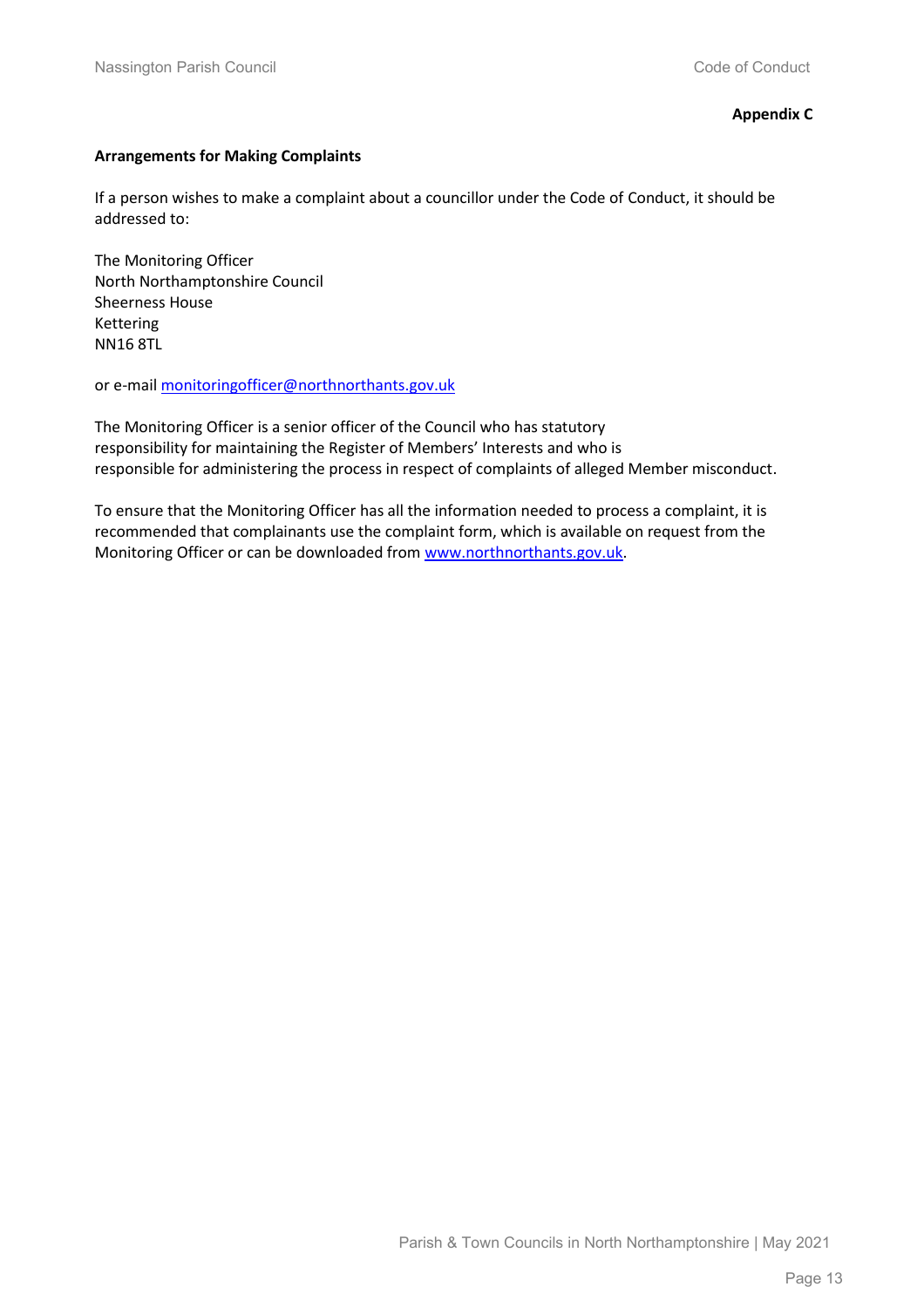**Appendix C**

**Arrangements for Making Complaints**

If a person wishes to make a complaint about a councillor under the Code of Conduct, it should be addressed to:

The Monitoring Officer
North Northamptonshire Council
Sheerness House
Kettering
NN16 8TL

or e-mail monitoringofficer@northnorthants.gov.uk

The Monitoring Officer is a senior officer of the Council who has statutory responsibility for maintaining the Register of Members' Interests and who is responsible for administering the process in respect of complaints of alleged Member misconduct.

To ensure that the Monitoring Officer has all the information needed to process a complaint, it is recommended that complainants use the complaint form, which is available on request from the Monitoring Officer or can be downloaded from www.northnorthants.gov.uk.